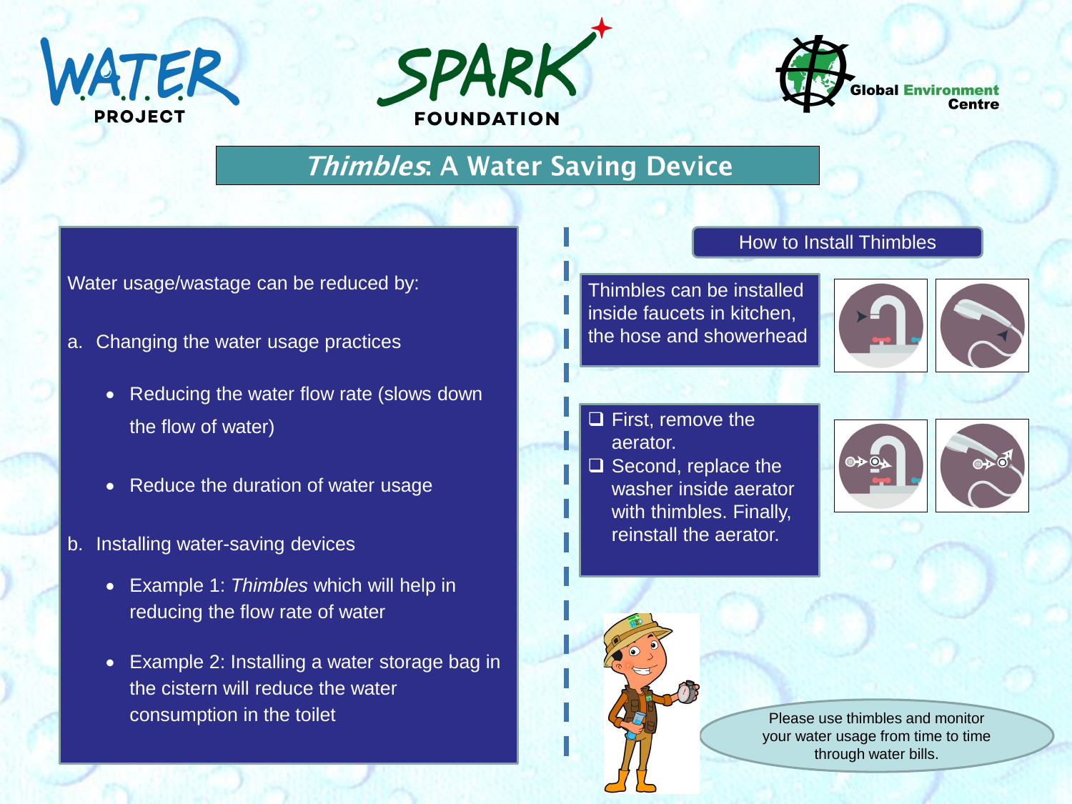WATER PROJECT

SPARK FOUNDATION

Global Environment Centre

# *Thimbles*: A Water Saving Device

Water usage/wastage can be reduced by:

a. Changing the water usage practices

- Reducing the water flow rate (slows down the flow of water)
- Reduce the duration of water usage

b. Installing water-saving devices

- Example 1: *Thimbles* which will help in reducing the flow rate of water
- Example 2: Installing a water storage bag in the cistern will reduce the water consumption in the toilet

## How to Install Thimbles

Thimbles can be installed inside faucets in kitchen, the hose and showerhead

- First, remove the aerator.
- Second, replace the washer inside aerator with thimbles. Finally, reinstall the aerator.

Please use thimbles and monitor your water usage from time to time through water bills.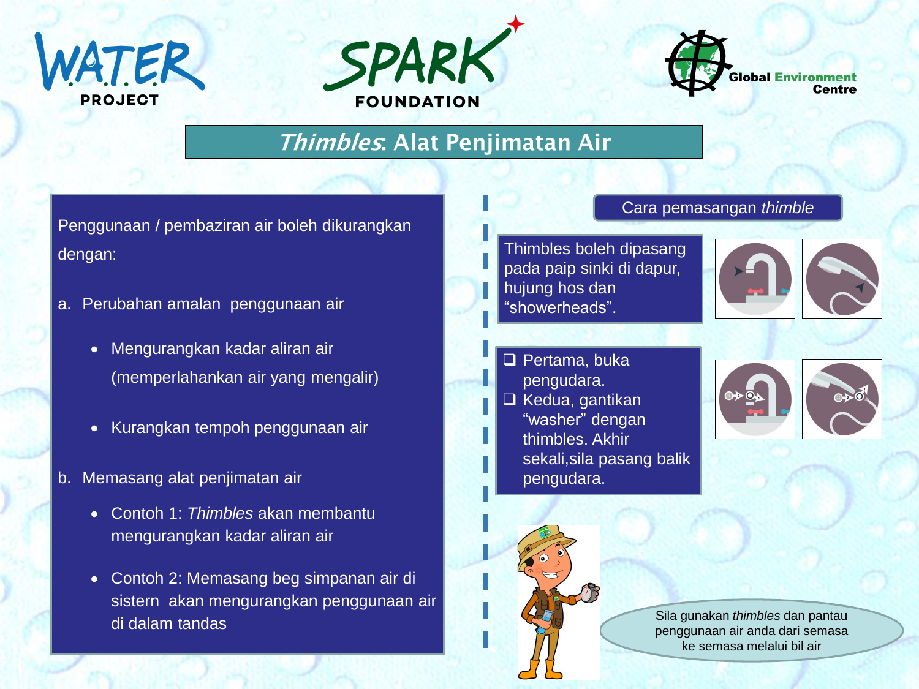WATER PROJECT

SPARK FOUNDATION

Global Environment Centre

# *Thimbles*: Alat Penjimatan Air

Penggunaan / pembaziran air boleh dikurangkan dengan:

a. Perubahan amalan penggunaan air

- Mengurangkan kadar aliran air (memperlahankan air yang mengalir)
- Kurangkan tempoh penggunaan air

b. Memasang alat penjimatan air

- Contoh 1: *Thimbles* akan membantu mengurangkan kadar aliran air
- Contoh 2: Memasang beg simpanan air di sistern akan mengurangkan penggunaan air di dalam tandas

## Cara pemasangan *thimble*

Thimbles boleh dipasang pada paip sinki di dapur, hujung hos dan "showerheads".

- ❑ Pertama, buka pengudara.
- ❑ Kedua, gantikan "washer" dengan thimbles. Akhir sekali,sila pasang balik pengudara.

Sila gunakan *thimbles* dan pantau penggunaan air anda dari semasa ke semasa melalui bil air